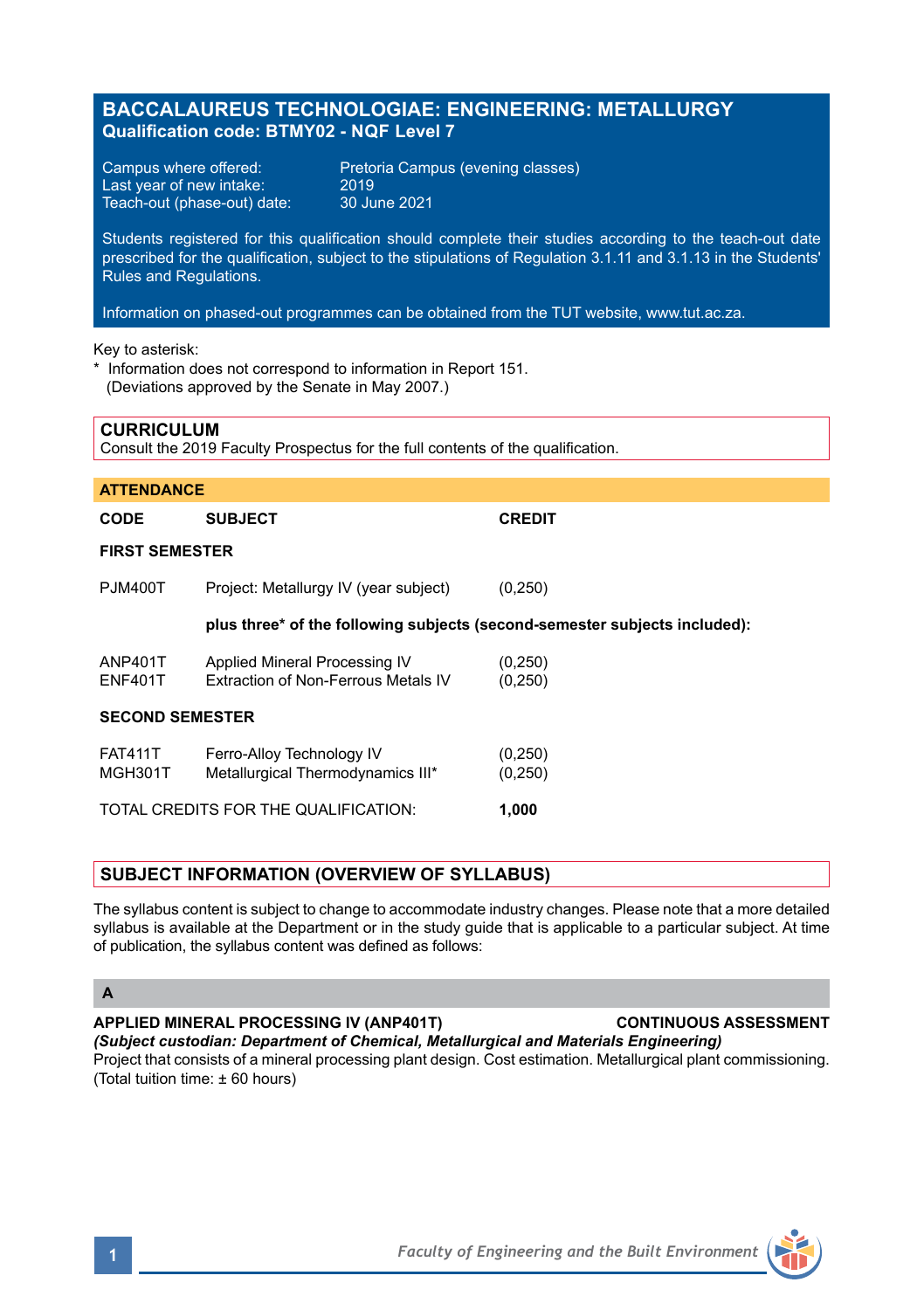# BACCALAUREUS TECHNOLOGIAE: ENGINEERING: METALLURGY

**Qualification code: BTMY02 - NQF Level 7**

Campus where offered: Pretoria Campus (evening classes)
Last year of new intake: 2019
Teach-out (phase-out) date: 30 June 2021

Students registered for this qualification should complete their studies according to the teach-out date prescribed for the qualification, subject to the stipulations of Regulation 3.1.11 and 3.1.13 in the Students' Rules and Regulations.

Information on phased-out programmes can be obtained from the TUT website, www.tut.ac.za.

Key to asterisk:
* Information does not correspond to information in Report 151.
(Deviations approved by the Senate in May 2007.)

## CURRICULUM

Consult the 2019 Faculty Prospectus for the full contents of the qualification.

## ATTENDANCE

| CODE | SUBJECT | CREDIT |
|---|---|---|
| **FIRST SEMESTER** | | |
| PJM400T | Project: Metallurgy IV (year subject) | (0,250) |
| | **plus three* of the following subjects (second-semester subjects included):** | |
| ANP401T | Applied Mineral Processing IV | (0,250) |
| ENF401T | Extraction of Non-Ferrous Metals IV | (0,250) |
| **SECOND SEMESTER** | | |
| FAT411T | Ferro-Alloy Technology IV | (0,250) |
| MGH301T | Metallurgical Thermodynamics III* | (0,250) |
| TOTAL CREDITS FOR THE QUALIFICATION: | | **1,000** |

## SUBJECT INFORMATION (OVERVIEW OF SYLLABUS)

The syllabus content is subject to change to accommodate industry changes. Please note that a more detailed syllabus is available at the Department or in the study guide that is applicable to a particular subject. At time of publication, the syllabus content was defined as follows:

### A

**APPLIED MINERAL PROCESSING IV (ANP401T)** **CONTINUOUS ASSESSMENT**
***(Subject custodian: Department of Chemical, Metallurgical and Materials Engineering)***
Project that consists of a mineral processing plant design. Cost estimation. Metallurgical plant commissioning. (Total tuition time: ± 60 hours)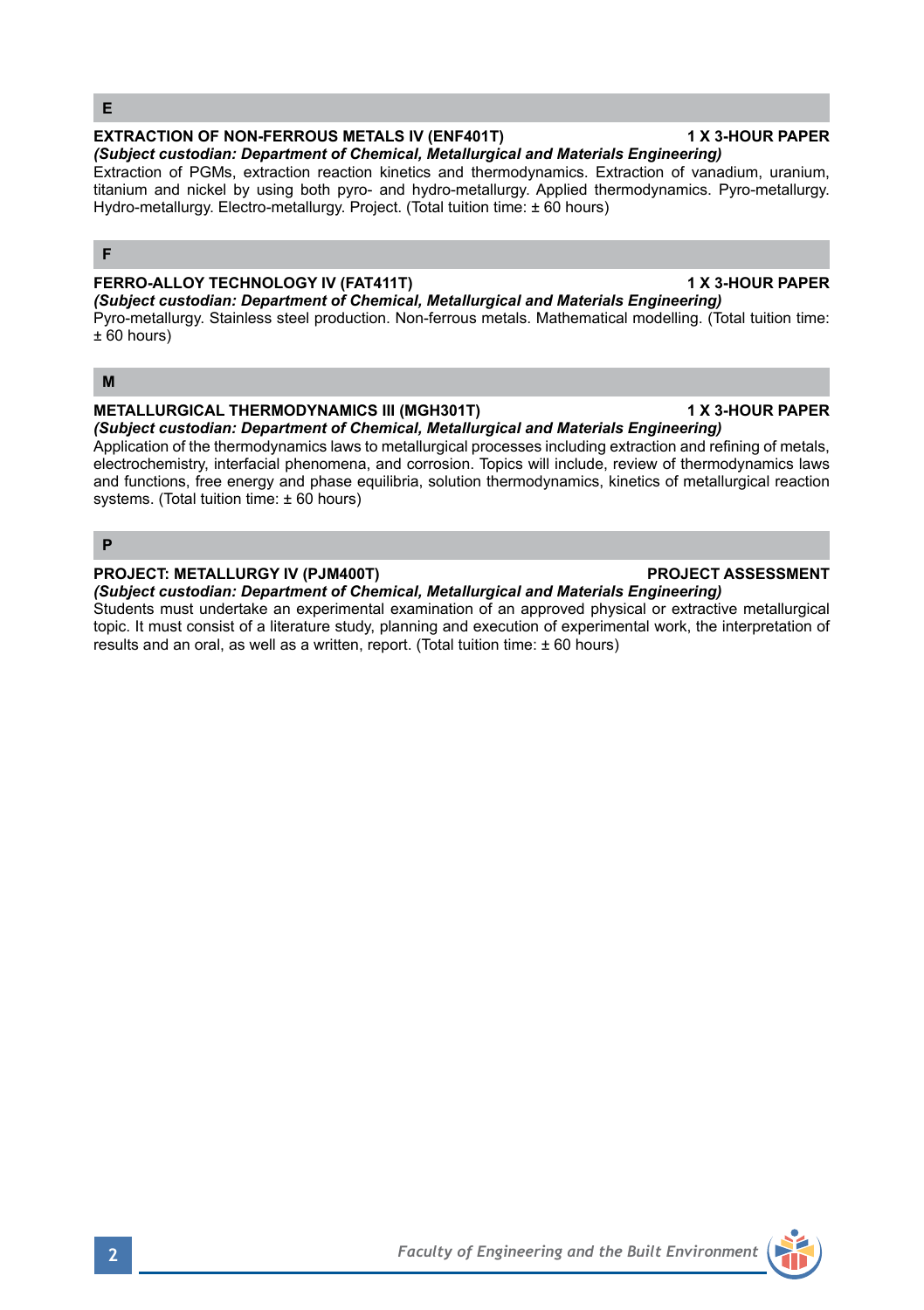## E

**EXTRACTION OF NON-FERROUS METALS IV (ENF401T) — 1 X 3-HOUR PAPER**

***(Subject custodian: Department of Chemical, Metallurgical and Materials Engineering)***

Extraction of PGMs, extraction reaction kinetics and thermodynamics. Extraction of vanadium, uranium, titanium and nickel by using both pyro- and hydro-metallurgy. Applied thermodynamics. Pyro-metallurgy. Hydro-metallurgy. Electro-metallurgy. Project. (Total tuition time: ± 60 hours)

## F

**FERRO-ALLOY TECHNOLOGY IV (FAT411T) — 1 X 3-HOUR PAPER**

***(Subject custodian: Department of Chemical, Metallurgical and Materials Engineering)***

Pyro-metallurgy. Stainless steel production. Non-ferrous metals. Mathematical modelling. (Total tuition time: ± 60 hours)

## M

**METALLURGICAL THERMODYNAMICS III (MGH301T) — 1 X 3-HOUR PAPER**

***(Subject custodian: Department of Chemical, Metallurgical and Materials Engineering)***

Application of the thermodynamics laws to metallurgical processes including extraction and refining of metals, electrochemistry, interfacial phenomena, and corrosion. Topics will include, review of thermodynamics laws and functions, free energy and phase equilibria, solution thermodynamics, kinetics of metallurgical reaction systems. (Total tuition time: ± 60 hours)

## P

**PROJECT: METALLURGY IV (PJM400T) — PROJECT ASSESSMENT**

***(Subject custodian: Department of Chemical, Metallurgical and Materials Engineering)***

Students must undertake an experimental examination of an approved physical or extractive metallurgical topic. It must consist of a literature study, planning and execution of experimental work, the interpretation of results and an oral, as well as a written, report. (Total tuition time: ± 60 hours)